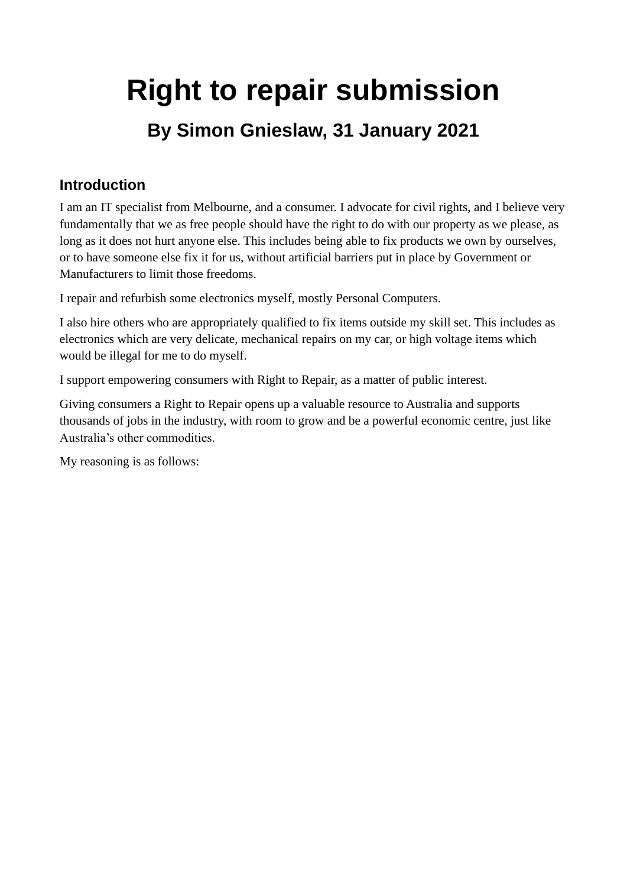# Right to repair submission

## By Simon Gnieslaw, 31 January 2021

### Introduction

I am an IT specialist from Melbourne, and a consumer. I advocate for civil rights, and I believe very fundamentally that we as free people should have the right to do with our property as we please, as long as it does not hurt anyone else. This includes being able to fix products we own by ourselves, or to have someone else fix it for us, without artificial barriers put in place by Government or Manufacturers to limit those freedoms.

I repair and refurbish some electronics myself, mostly Personal Computers.

I also hire others who are appropriately qualified to fix items outside my skill set. This includes as electronics which are very delicate, mechanical repairs on my car, or high voltage items which would be illegal for me to do myself.

I support empowering consumers with Right to Repair, as a matter of public interest.

Giving consumers a Right to Repair opens up a valuable resource to Australia and supports thousands of jobs in the industry, with room to grow and be a powerful economic centre, just like Australia's other commodities.

My reasoning is as follows: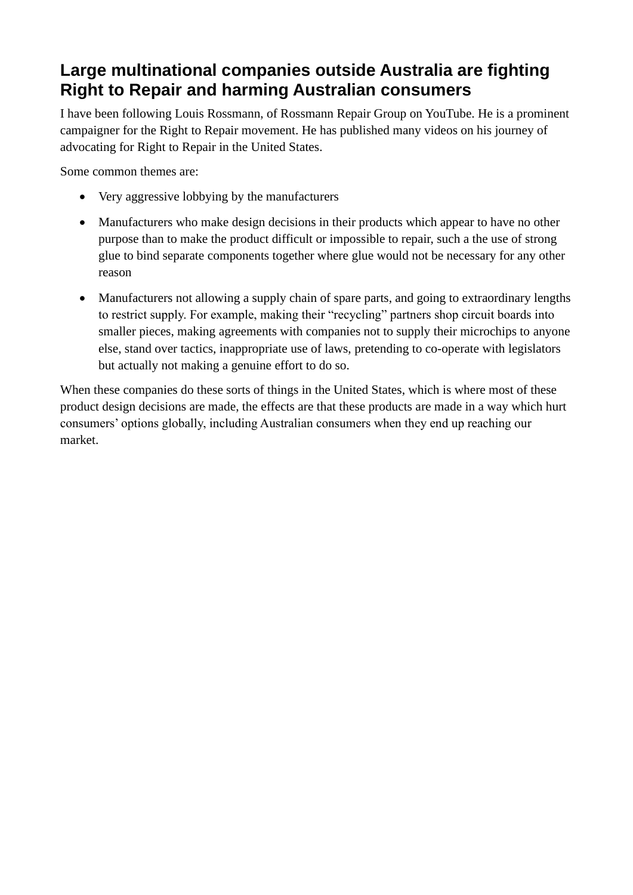## Large multinational companies outside Australia are fighting Right to Repair and harming Australian consumers

I have been following Louis Rossmann, of Rossmann Repair Group on YouTube. He is a prominent campaigner for the Right to Repair movement. He has published many videos on his journey of advocating for Right to Repair in the United States.

Some common themes are:

- Very aggressive lobbying by the manufacturers
- Manufacturers who make design decisions in their products which appear to have no other purpose than to make the product difficult or impossible to repair, such a the use of strong glue to bind separate components together where glue would not be necessary for any other reason
- Manufacturers not allowing a supply chain of spare parts, and going to extraordinary lengths to restrict supply. For example, making their "recycling" partners shop circuit boards into smaller pieces, making agreements with companies not to supply their microchips to anyone else, stand over tactics, inappropriate use of laws, pretending to co-operate with legislators but actually not making a genuine effort to do so.

When these companies do these sorts of things in the United States, which is where most of these product design decisions are made, the effects are that these products are made in a way which hurt consumers' options globally, including Australian consumers when they end up reaching our market.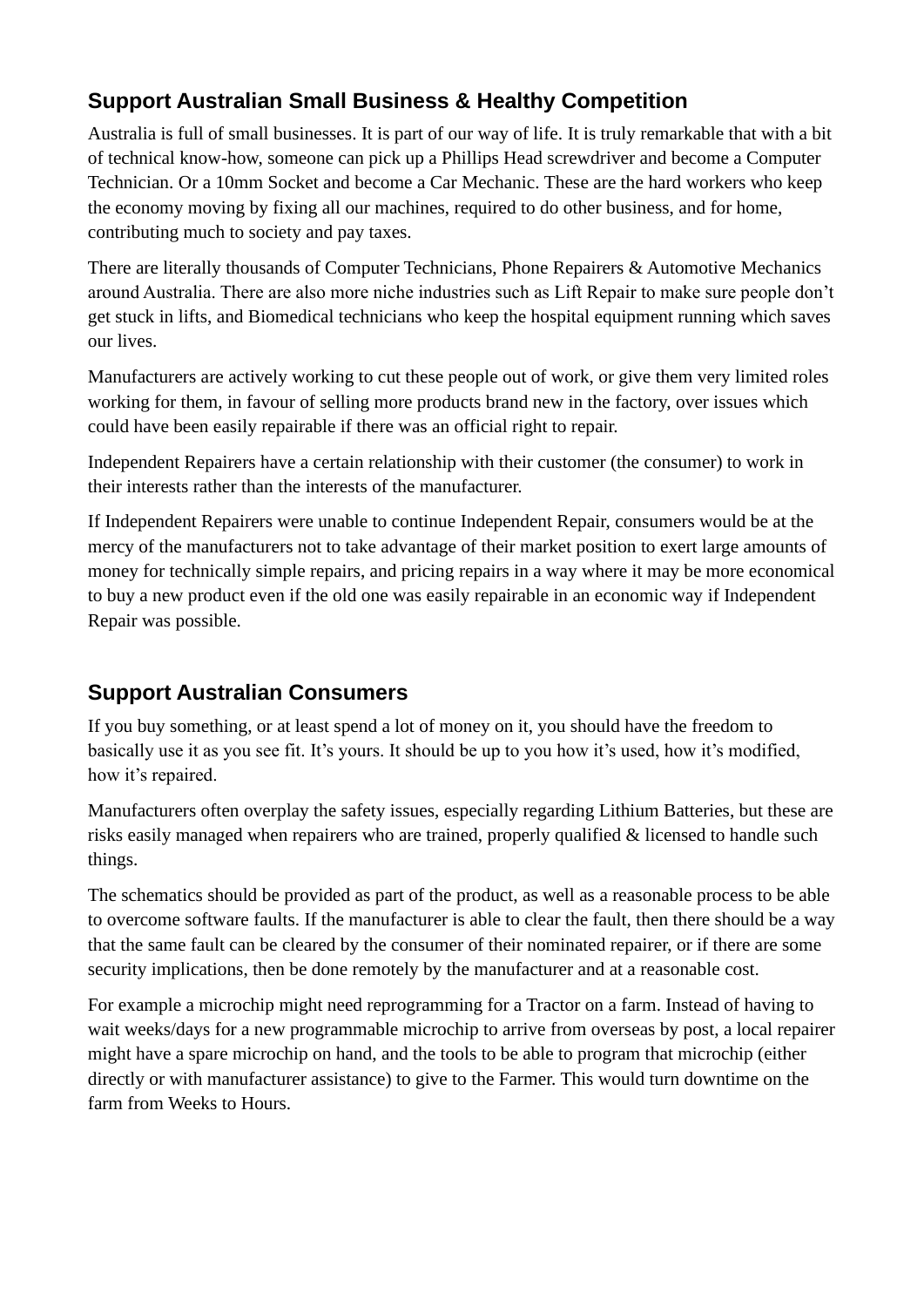## Support Australian Small Business & Healthy Competition

Australia is full of small businesses. It is part of our way of life. It is truly remarkable that with a bit of technical know-how, someone can pick up a Phillips Head screwdriver and become a Computer Technician. Or a 10mm Socket and become a Car Mechanic. These are the hard workers who keep the economy moving by fixing all our machines, required to do other business, and for home, contributing much to society and pay taxes.

There are literally thousands of Computer Technicians, Phone Repairers & Automotive Mechanics around Australia. There are also more niche industries such as Lift Repair to make sure people don't get stuck in lifts, and Biomedical technicians who keep the hospital equipment running which saves our lives.

Manufacturers are actively working to cut these people out of work, or give them very limited roles working for them, in favour of selling more products brand new in the factory, over issues which could have been easily repairable if there was an official right to repair.

Independent Repairers have a certain relationship with their customer (the consumer) to work in their interests rather than the interests of the manufacturer.

If Independent Repairers were unable to continue Independent Repair, consumers would be at the mercy of the manufacturers not to take advantage of their market position to exert large amounts of money for technically simple repairs, and pricing repairs in a way where it may be more economical to buy a new product even if the old one was easily repairable in an economic way if Independent Repair was possible.

## Support Australian Consumers

If you buy something, or at least spend a lot of money on it, you should have the freedom to basically use it as you see fit. It's yours. It should be up to you how it's used, how it's modified, how it's repaired.

Manufacturers often overplay the safety issues, especially regarding Lithium Batteries, but these are risks easily managed when repairers who are trained, properly qualified & licensed to handle such things.

The schematics should be provided as part of the product, as well as a reasonable process to be able to overcome software faults. If the manufacturer is able to clear the fault, then there should be a way that the same fault can be cleared by the consumer of their nominated repairer, or if there are some security implications, then be done remotely by the manufacturer and at a reasonable cost.

For example a microchip might need reprogramming for a Tractor on a farm. Instead of having to wait weeks/days for a new programmable microchip to arrive from overseas by post, a local repairer might have a spare microchip on hand, and the tools to be able to program that microchip (either directly or with manufacturer assistance) to give to the Farmer. This would turn downtime on the farm from Weeks to Hours.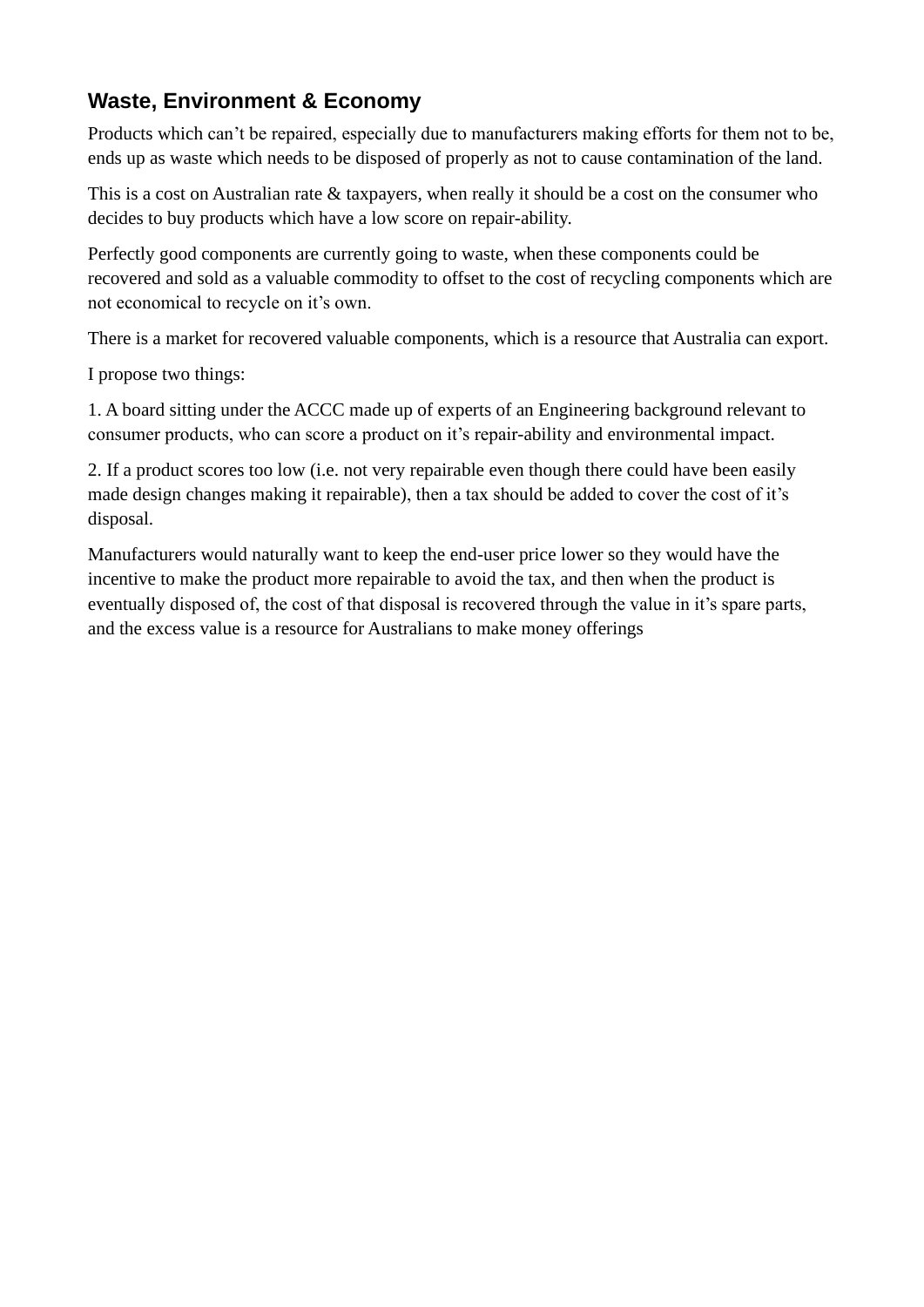## Waste, Environment & Economy

Products which can't be repaired, especially due to manufacturers making efforts for them not to be, ends up as waste which needs to be disposed of properly as not to cause contamination of the land.

This is a cost on Australian rate & taxpayers, when really it should be a cost on the consumer who decides to buy products which have a low score on repair-ability.

Perfectly good components are currently going to waste, when these components could be recovered and sold as a valuable commodity to offset to the cost of recycling components which are not economical to recycle on it's own.

There is a market for recovered valuable components, which is a resource that Australia can export.

I propose two things:

1. A board sitting under the ACCC made up of experts of an Engineering background relevant to consumer products, who can score a product on it's repair-ability and environmental impact.

2. If a product scores too low (i.e. not very repairable even though there could have been easily made design changes making it repairable), then a tax should be added to cover the cost of it's disposal.

Manufacturers would naturally want to keep the end-user price lower so they would have the incentive to make the product more repairable to avoid the tax, and then when the product is eventually disposed of, the cost of that disposal is recovered through the value in it's spare parts, and the excess value is a resource for Australians to make money offerings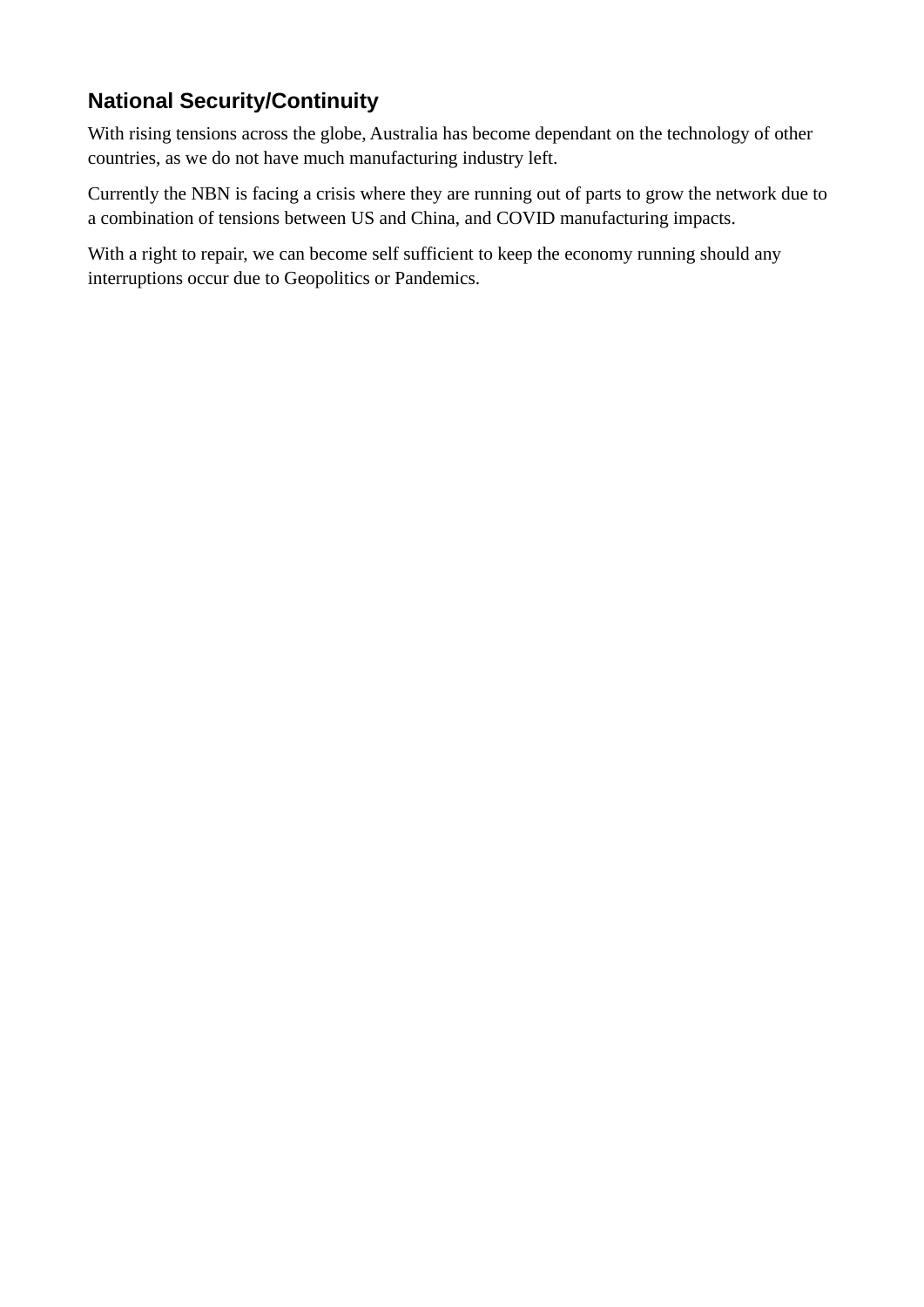## National Security/Continuity

With rising tensions across the globe, Australia has become dependant on the technology of other countries, as we do not have much manufacturing industry left.

Currently the NBN is facing a crisis where they are running out of parts to grow the network due to a combination of tensions between US and China, and COVID manufacturing impacts.

With a right to repair, we can become self sufficient to keep the economy running should any interruptions occur due to Geopolitics or Pandemics.